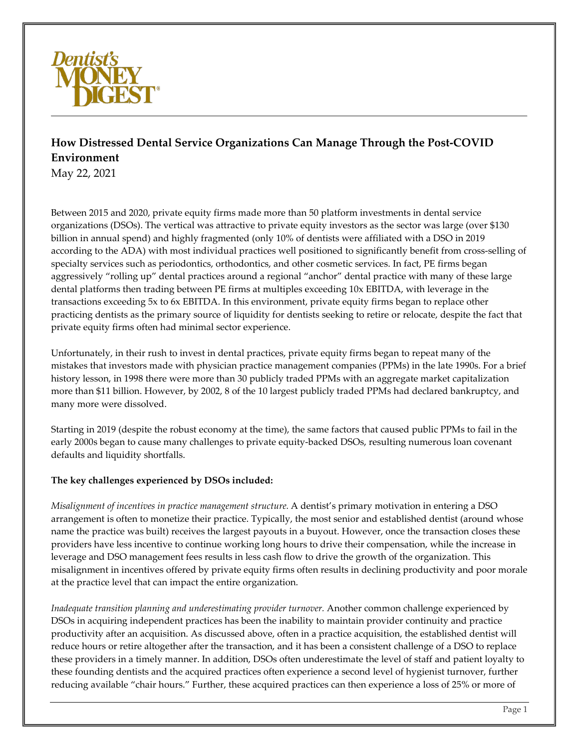# How Distressed Dental Service Organizations Can Manage Through the Post-COVID Environment

May 22, 2021

Between 2015 and 2020, private equity firms made more than 50 platform investments in dental service organizations (DSOs). The vertical was attractive to private equity investors as the sector was large (over $130 billion in annual spend) and highly fragmented (only 10% of dentists were affiliated with a DSO in 2019 according to the ADA) with most individual practices well positioned to significantly benefit from cross-selling of specialty services such as periodontics, orthodontics, and other cosmetic services. In fact, PE firms began aggressively "rolling up" dental practices around a regional "anchor" dental practice with many of these large dental platforms then trading between PE firms at multiples exceeding 10x EBITDA, with leverage in the transactions exceeding 5x to 6x EBITDA. In this environment, private equity firms began to replace other practicing dentists as the primary source of liquidity for dentists seeking to retire or relocate, despite the fact that private equity firms often had minimal sector experience.

Unfortunately, in their rush to invest in dental practices, private equity firms began to repeat many of the mistakes that investors made with physician practice management companies (PPMs) in the late 1990s. For a brief history lesson, in 1998 there were more than 30 publicly traded PPMs with an aggregate market capitalization more than $11 billion. However, by 2002, 8 of the 10 largest publicly traded PPMs had declared bankruptcy, and many more were dissolved.

Starting in 2019 (despite the robust economy at the time), the same factors that caused public PPMs to fail in the early 2000s began to cause many challenges to private equity-backed DSOs, resulting numerous loan covenant defaults and liquidity shortfalls.

**The key challenges experienced by DSOs included:**

*Misalignment of incentives in practice management structure.* A dentist's primary motivation in entering a DSO arrangement is often to monetize their practice. Typically, the most senior and established dentist (around whose name the practice was built) receives the largest payouts in a buyout. However, once the transaction closes these providers have less incentive to continue working long hours to drive their compensation, while the increase in leverage and DSO management fees results in less cash flow to drive the growth of the organization. This misalignment in incentives offered by private equity firms often results in declining productivity and poor morale at the practice level that can impact the entire organization.

*Inadequate transition planning and underestimating provider turnover.* Another common challenge experienced by DSOs in acquiring independent practices has been the inability to maintain provider continuity and practice productivity after an acquisition. As discussed above, often in a practice acquisition, the established dentist will reduce hours or retire altogether after the transaction, and it has been a consistent challenge of a DSO to replace these providers in a timely manner. In addition, DSOs often underestimate the level of staff and patient loyalty to these founding dentists and the acquired practices often experience a second level of hygienist turnover, further reducing available "chair hours." Further, these acquired practices can then experience a loss of 25% or more of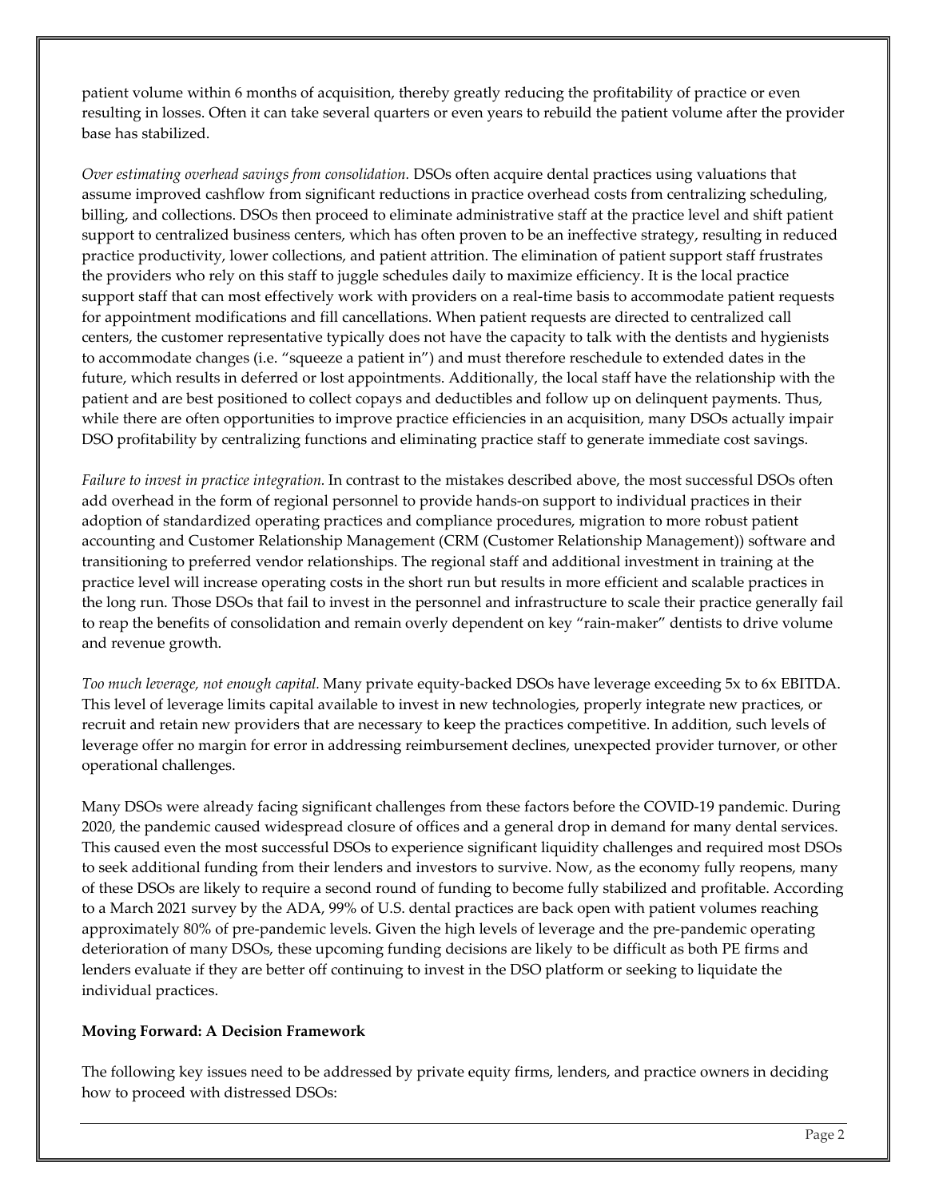patient volume within 6 months of acquisition, thereby greatly reducing the profitability of practice or even resulting in losses. Often it can take several quarters or even years to rebuild the patient volume after the provider base has stabilized.

*Over estimating overhead savings from consolidation.* DSOs often acquire dental practices using valuations that assume improved cashflow from significant reductions in practice overhead costs from centralizing scheduling, billing, and collections. DSOs then proceed to eliminate administrative staff at the practice level and shift patient support to centralized business centers, which has often proven to be an ineffective strategy, resulting in reduced practice productivity, lower collections, and patient attrition. The elimination of patient support staff frustrates the providers who rely on this staff to juggle schedules daily to maximize efficiency. It is the local practice support staff that can most effectively work with providers on a real-time basis to accommodate patient requests for appointment modifications and fill cancellations. When patient requests are directed to centralized call centers, the customer representative typically does not have the capacity to talk with the dentists and hygienists to accommodate changes (i.e. "squeeze a patient in") and must therefore reschedule to extended dates in the future, which results in deferred or lost appointments. Additionally, the local staff have the relationship with the patient and are best positioned to collect copays and deductibles and follow up on delinquent payments. Thus, while there are often opportunities to improve practice efficiencies in an acquisition, many DSOs actually impair DSO profitability by centralizing functions and eliminating practice staff to generate immediate cost savings.

*Failure to invest in practice integration.* In contrast to the mistakes described above, the most successful DSOs often add overhead in the form of regional personnel to provide hands-on support to individual practices in their adoption of standardized operating practices and compliance procedures, migration to more robust patient accounting and Customer Relationship Management (CRM (Customer Relationship Management)) software and transitioning to preferred vendor relationships. The regional staff and additional investment in training at the practice level will increase operating costs in the short run but results in more efficient and scalable practices in the long run. Those DSOs that fail to invest in the personnel and infrastructure to scale their practice generally fail to reap the benefits of consolidation and remain overly dependent on key "rain-maker" dentists to drive volume and revenue growth.

*Too much leverage, not enough capital.* Many private equity-backed DSOs have leverage exceeding 5x to 6x EBITDA. This level of leverage limits capital available to invest in new technologies, properly integrate new practices, or recruit and retain new providers that are necessary to keep the practices competitive. In addition, such levels of leverage offer no margin for error in addressing reimbursement declines, unexpected provider turnover, or other operational challenges.

Many DSOs were already facing significant challenges from these factors before the COVID-19 pandemic. During 2020, the pandemic caused widespread closure of offices and a general drop in demand for many dental services. This caused even the most successful DSOs to experience significant liquidity challenges and required most DSOs to seek additional funding from their lenders and investors to survive. Now, as the economy fully reopens, many of these DSOs are likely to require a second round of funding to become fully stabilized and profitable. According to a March 2021 survey by the ADA, 99% of U.S. dental practices are back open with patient volumes reaching approximately 80% of pre-pandemic levels. Given the high levels of leverage and the pre-pandemic operating deterioration of many DSOs, these upcoming funding decisions are likely to be difficult as both PE firms and lenders evaluate if they are better off continuing to invest in the DSO platform or seeking to liquidate the individual practices.

**Moving Forward: A Decision Framework**

The following key issues need to be addressed by private equity firms, lenders, and practice owners in deciding how to proceed with distressed DSOs: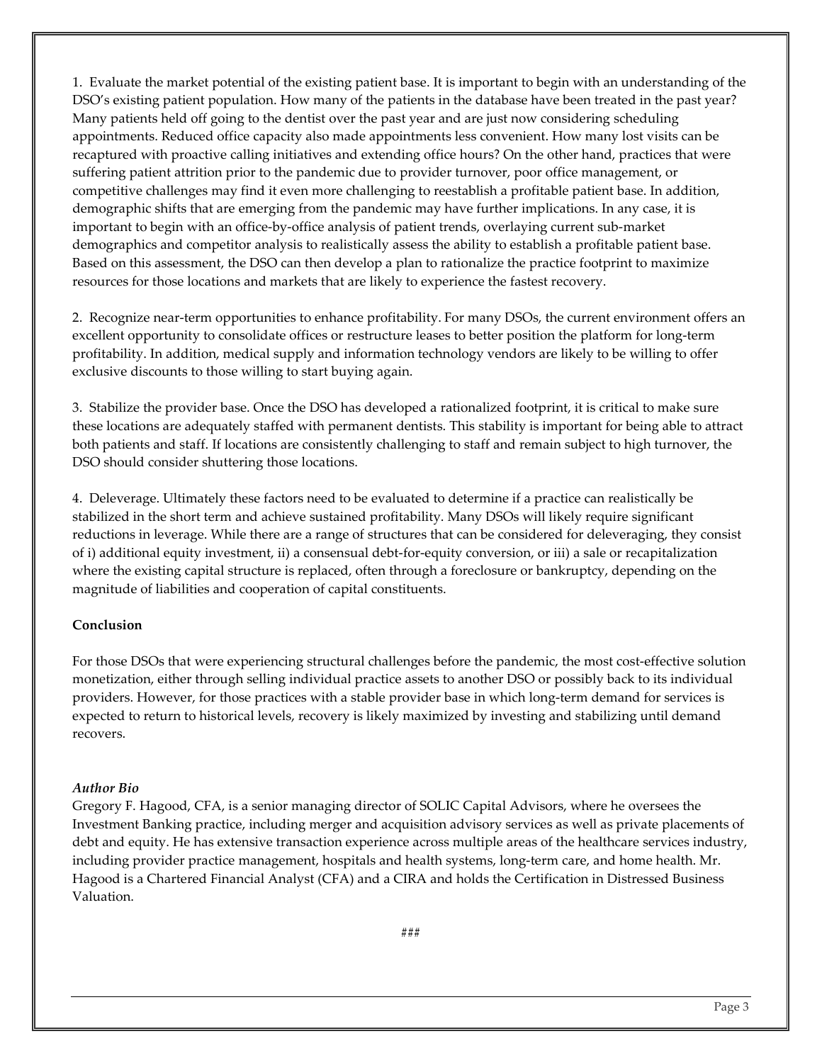1. Evaluate the market potential of the existing patient base. It is important to begin with an understanding of the DSO's existing patient population. How many of the patients in the database have been treated in the past year? Many patients held off going to the dentist over the past year and are just now considering scheduling appointments. Reduced office capacity also made appointments less convenient. How many lost visits can be recaptured with proactive calling initiatives and extending office hours? On the other hand, practices that were suffering patient attrition prior to the pandemic due to provider turnover, poor office management, or competitive challenges may find it even more challenging to reestablish a profitable patient base. In addition, demographic shifts that are emerging from the pandemic may have further implications. In any case, it is important to begin with an office-by-office analysis of patient trends, overlaying current sub-market demographics and competitor analysis to realistically assess the ability to establish a profitable patient base. Based on this assessment, the DSO can then develop a plan to rationalize the practice footprint to maximize resources for those locations and markets that are likely to experience the fastest recovery.

2. Recognize near-term opportunities to enhance profitability. For many DSOs, the current environment offers an excellent opportunity to consolidate offices or restructure leases to better position the platform for long-term profitability. In addition, medical supply and information technology vendors are likely to be willing to offer exclusive discounts to those willing to start buying again.

3. Stabilize the provider base. Once the DSO has developed a rationalized footprint, it is critical to make sure these locations are adequately staffed with permanent dentists. This stability is important for being able to attract both patients and staff. If locations are consistently challenging to staff and remain subject to high turnover, the DSO should consider shuttering those locations.

4. Deleverage. Ultimately these factors need to be evaluated to determine if a practice can realistically be stabilized in the short term and achieve sustained profitability. Many DSOs will likely require significant reductions in leverage. While there are a range of structures that can be considered for deleveraging, they consist of i) additional equity investment, ii) a consensual debt-for-equity conversion, or iii) a sale or recapitalization where the existing capital structure is replaced, often through a foreclosure or bankruptcy, depending on the magnitude of liabilities and cooperation of capital constituents.

**Conclusion**

For those DSOs that were experiencing structural challenges before the pandemic, the most cost-effective solution monetization, either through selling individual practice assets to another DSO or possibly back to its individual providers. However, for those practices with a stable provider base in which long-term demand for services is expected to return to historical levels, recovery is likely maximized by investing and stabilizing until demand recovers.

***Author Bio***

Gregory F. Hagood, CFA, is a senior managing director of SOLIC Capital Advisors, where he oversees the Investment Banking practice, including merger and acquisition advisory services as well as private placements of debt and equity. He has extensive transaction experience across multiple areas of the healthcare services industry, including provider practice management, hospitals and health systems, long-term care, and home health. Mr. Hagood is a Chartered Financial Analyst (CFA) and a CIRA and holds the Certification in Distressed Business Valuation.

###